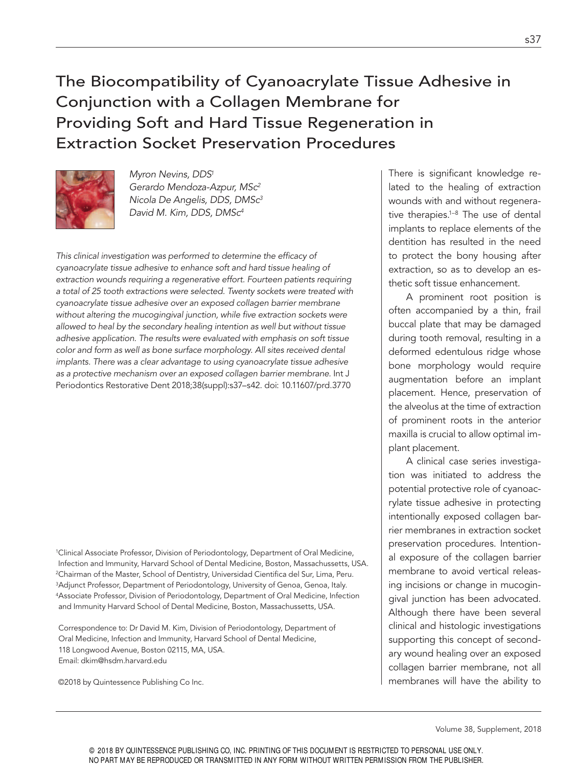# The Biocompatibility of Cyanoacrylate Tissue Adhesive in Conjunction with a Collagen Membrane for Providing Soft and Hard Tissue Regeneration in Extraction Socket Preservation Procedures

*Myron Nevins, DDS*[1]
*Gerardo Mendoza-Azpur, MSc*[2]
*Nicola De Angelis, DDS, DMSc*[3]
*David M. Kim, DDS, DMSc*[4]

*This clinical investigation was performed to determine the efficacy of cyanoacrylate tissue adhesive to enhance soft and hard tissue healing of extraction wounds requiring a regenerative effort. Fourteen patients requiring a total of 25 tooth extractions were selected. Twenty sockets were treated with cyanoacrylate tissue adhesive over an exposed collagen barrier membrane without altering the mucogingival junction, while five extraction sockets were allowed to heal by the secondary healing intention as well but without tissue adhesive application. The results were evaluated with emphasis on soft tissue color and form as well as bone surface morphology. All sites received dental implants. There was a clear advantage to using cyanoacrylate tissue adhesive as a protective mechanism over an exposed collagen barrier membrane.* Int J Periodontics Restorative Dent 2018;38(suppl):s37–s42. doi: 10.11607/prd.3770

[1]Clinical Associate Professor, Division of Periodontology, Department of Oral Medicine, Infection and Immunity, Harvard School of Dental Medicine, Boston, Massachussetts, USA.
[2]Chairman of the Master, School of Dentistry, Universidad Cientifica del Sur, Lima, Peru.
[3]Adjunct Professor, Department of Periodontology, University of Genoa, Genoa, Italy.
[4]Associate Professor, Division of Periodontology, Department of Oral Medicine, Infection and Immunity Harvard School of Dental Medicine, Boston, Massachussetts, USA.

Correspondence to: Dr David M. Kim, Division of Periodontology, Department of Oral Medicine, Infection and Immunity, Harvard School of Dental Medicine, 118 Longwood Avenue, Boston 02115, MA, USA.
Email: dkim@hsdm.harvard.edu

©2018 by Quintessence Publishing Co Inc.

There is significant knowledge related to the healing of extraction wounds with and without regenerative therapies.[1–8] The use of dental implants to replace elements of the dentition has resulted in the need to protect the bony housing after extraction, so as to develop an esthetic soft tissue enhancement.

A prominent root position is often accompanied by a thin, frail buccal plate that may be damaged during tooth removal, resulting in a deformed edentulous ridge whose bone morphology would require augmentation before an implant placement. Hence, preservation of the alveolus at the time of extraction of prominent roots in the anterior maxilla is crucial to allow optimal implant placement.

A clinical case series investigation was initiated to address the potential protective role of cyanoacrylate tissue adhesive in protecting intentionally exposed collagen barrier membranes in extraction socket preservation procedures. Intentional exposure of the collagen barrier membrane to avoid vertical releasing incisions or change in mucogingival junction has been advocated. Although there have been several clinical and histologic investigations supporting this concept of secondary wound healing over an exposed collagen barrier membrane, not all membranes will have the ability to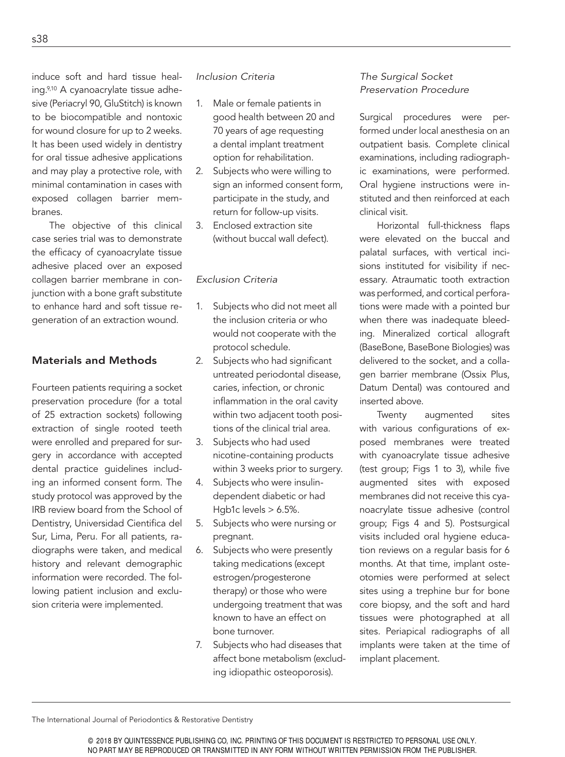induce soft and hard tissue healing.[9,10] A cyanoacrylate tissue adhesive (Periacryl 90, GluStitch) is known to be biocompatible and nontoxic for wound closure for up to 2 weeks. It has been used widely in dentistry for oral tissue adhesive applications and may play a protective role, with minimal contamination in cases with exposed collagen barrier membranes.

The objective of this clinical case series trial was to demonstrate the efficacy of cyanoacrylate tissue adhesive placed over an exposed collagen barrier membrane in conjunction with a bone graft substitute to enhance hard and soft tissue regeneration of an extraction wound.

## Materials and Methods

Fourteen patients requiring a socket preservation procedure (for a total of 25 extraction sockets) following extraction of single rooted teeth were enrolled and prepared for surgery in accordance with accepted dental practice guidelines including an informed consent form. The study protocol was approved by the IRB review board from the School of Dentistry, Universidad Cientifica del Sur, Lima, Peru. For all patients, radiographs were taken, and medical history and relevant demographic information were recorded. The following patient inclusion and exclusion criteria were implemented.

### *Inclusion Criteria*

1. Male or female patients in good health between 20 and 70 years of age requesting a dental implant treatment option for rehabilitation.
2. Subjects who were willing to sign an informed consent form, participate in the study, and return for follow-up visits.
3. Enclosed extraction site (without buccal wall defect).

### *Exclusion Criteria*

1. Subjects who did not meet all the inclusion criteria or who would not cooperate with the protocol schedule.
2. Subjects who had significant untreated periodontal disease, caries, infection, or chronic inflammation in the oral cavity within two adjacent tooth positions of the clinical trial area.
3. Subjects who had used nicotine-containing products within 3 weeks prior to surgery.
4. Subjects who were insulin-dependent diabetic or had Hgb1c levels > 6.5%.
5. Subjects who were nursing or pregnant.
6. Subjects who were presently taking medications (except estrogen/progesterone therapy) or those who were undergoing treatment that was known to have an effect on bone turnover.
7. Subjects who had diseases that affect bone metabolism (excluding idiopathic osteoporosis).

### *The Surgical Socket Preservation Procedure*

Surgical procedures were performed under local anesthesia on an outpatient basis. Complete clinical examinations, including radiographic examinations, were performed. Oral hygiene instructions were instituted and then reinforced at each clinical visit.

Horizontal full-thickness flaps were elevated on the buccal and palatal surfaces, with vertical incisions instituted for visibility if necessary. Atraumatic tooth extraction was performed, and cortical perforations were made with a pointed bur when there was inadequate bleeding. Mineralized cortical allograft (BaseBone, BaseBone Biologies) was delivered to the socket, and a collagen barrier membrane (Ossix Plus, Datum Dental) was contoured and inserted above.

Twenty augmented sites with various configurations of exposed membranes were treated with cyanoacrylate tissue adhesive (test group; Figs 1 to 3), while five augmented sites with exposed membranes did not receive this cyanoacrylate tissue adhesive (control group; Figs 4 and 5). Postsurgical visits included oral hygiene education reviews on a regular basis for 6 months. At that time, implant osteotomies were performed at select sites using a trephine bur for bone core biopsy, and the soft and hard tissues were photographed at all sites. Periapical radiographs of all implants were taken at the time of implant placement.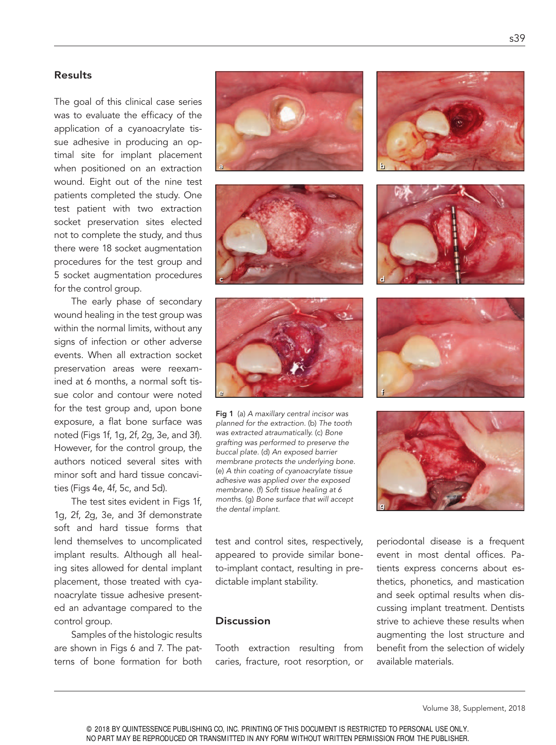## Results

The goal of this clinical case series was to evaluate the efficacy of the application of a cyanoacrylate tissue adhesive in producing an optimal site for implant placement when positioned on an extraction wound. Eight out of the nine test patients completed the study. One test patient with two extraction socket preservation sites elected not to complete the study, and thus there were 18 socket augmentation procedures for the test group and 5 socket augmentation procedures for the control group.

The early phase of secondary wound healing in the test group was within the normal limits, without any signs of infection or other adverse events. When all extraction socket preservation areas were reexamined at 6 months, a normal soft tissue color and contour were noted for the test group and, upon bone exposure, a flat bone surface was noted (Figs 1f, 1g, 2f, 2g, 3e, and 3f). However, for the control group, the authors noticed several sites with minor soft and hard tissue concavities (Figs 4e, 4f, 5c, and 5d).

The test sites evident in Figs 1f, 1g, 2f, 2g, 3e, and 3f demonstrate soft and hard tissue forms that lend themselves to uncomplicated implant results. Although all healing sites allowed for dental implant placement, those treated with cyanoacrylate tissue adhesive presented an advantage compared to the control group.

Samples of the histologic results are shown in Figs 6 and 7. The patterns of bone formation for both test and control sites, respectively, appeared to provide similar bone-to-implant contact, resulting in predictable implant stability.

**Fig 1** (a) *A maxillary central incisor was planned for the extraction.* (b) *The tooth was extracted atraumatically.* (c) *Bone grafting was performed to preserve the buccal plate.* (d) *An exposed barrier membrane protects the underlying bone.* (e) *A thin coating of cyanoacrylate tissue adhesive was applied over the exposed membrane.* (f) *Soft tissue healing at 6 months.* (g) *Bone surface that will accept the dental implant.*

## Discussion

Tooth extraction resulting from caries, fracture, root resorption, or periodontal disease is a frequent event in most dental offices. Patients express concerns about esthetics, phonetics, and mastication and seek optimal results when discussing implant treatment. Dentists strive to achieve these results when augmenting the lost structure and benefit from the selection of widely available materials.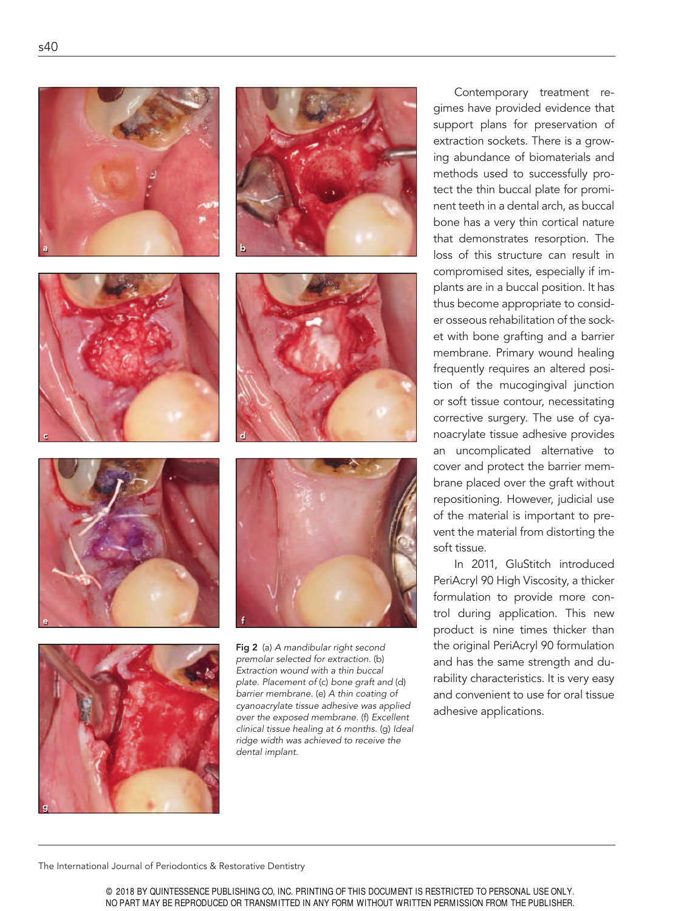Fig 2 (a) *A mandibular right second premolar selected for extraction.* (b) *Extraction wound with a thin buccal plate. Placement of* (c) *bone graft and* (d) *barrier membrane.* (e) *A thin coating of cyanoacrylate tissue adhesive was applied over the exposed membrane.* (f) *Excellent clinical tissue healing at 6 months.* (g) *Ideal ridge width was achieved to receive the dental implant.*

Contemporary treatment regimes have provided evidence that support plans for preservation of extraction sockets. There is a growing abundance of biomaterials and methods used to successfully protect the thin buccal plate for prominent teeth in a dental arch, as buccal bone has a very thin cortical nature that demonstrates resorption. The loss of this structure can result in compromised sites, especially if implants are in a buccal position. It has thus become appropriate to consider osseous rehabilitation of the socket with bone grafting and a barrier membrane. Primary wound healing frequently requires an altered position of the mucogingival junction or soft tissue contour, necessitating corrective surgery. The use of cyanoacrylate tissue adhesive provides an uncomplicated alternative to cover and protect the barrier membrane placed over the graft without repositioning. However, judicial use of the material is important to prevent the material from distorting the soft tissue.

In 2011, GluStitch introduced PeriAcryl 90 High Viscosity, a thicker formulation to provide more control during application. This new product is nine times thicker than the original PeriAcryl 90 formulation and has the same strength and durability characteristics. It is very easy and convenient to use for oral tissue adhesive applications.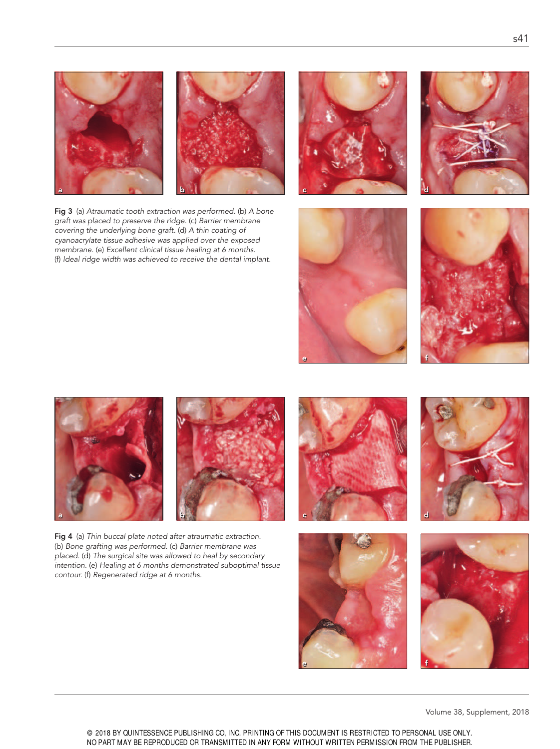**Fig 3** (a) *Atraumatic tooth extraction was performed.* (b) *A bone graft was placed to preserve the ridge.* (c) *Barrier membrane covering the underlying bone graft.* (d) *A thin coating of cyanoacrylate tissue adhesive was applied over the exposed membrane.* (e) *Excellent clinical tissue healing at 6 months.* (f) *Ideal ridge width was achieved to receive the dental implant.*

**Fig 4** (a) *Thin buccal plate noted after atraumatic extraction.* (b) *Bone grafting was performed.* (c) *Barrier membrane was placed.* (d) *The surgical site was allowed to heal by secondary intention.* (e) *Healing at 6 months demonstrated suboptimal tissue contour.* (f) *Regenerated ridge at 6 months.*

© 2018 BY QUINTESSENCE PUBLISHING CO, INC. PRINTING OF THIS DOCUMENT IS RESTRICTED TO PERSONAL USE ONLY. NO PART MAY BE REPRODUCED OR TRANSMITTED IN ANY FORM WITHOUT WRITTEN PERMISSION FROM THE PUBLISHER.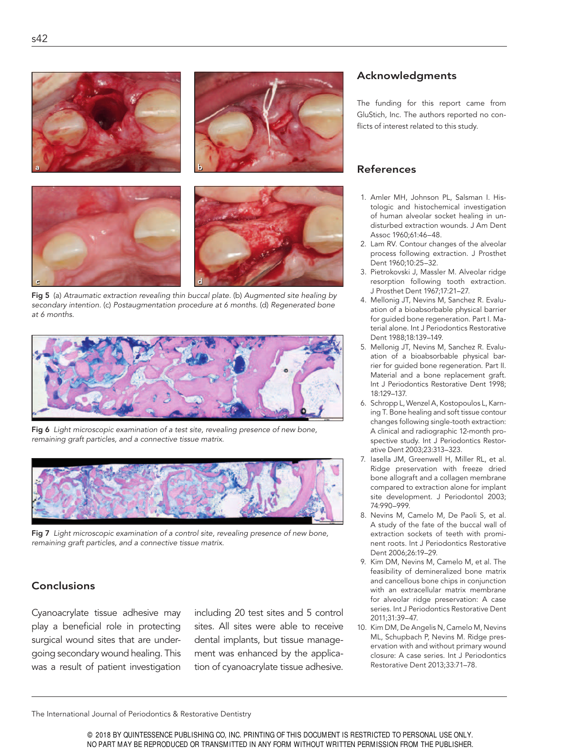Fig 5 (a) *Atraumatic extraction revealing thin buccal plate.* (b) *Augmented site healing by secondary intention.* (c) *Postaugmentation procedure at 6 months.* (d) *Regenerated bone at 6 months.*

Fig 6 *Light microscopic examination of a test site, revealing presence of new bone, remaining graft particles, and a connective tissue matrix.*

Fig 7 *Light microscopic examination of a control site, revealing presence of new bone, remaining graft particles, and a connective tissue matrix.*

## Conclusions

Cyanoacrylate tissue adhesive may play a beneficial role in protecting surgical wound sites that are undergoing secondary wound healing. This was a result of patient investigation including 20 test sites and 5 control sites. All sites were able to receive dental implants, but tissue management was enhanced by the application of cyanoacrylate tissue adhesive.

## Acknowledgments

The funding for this report came from GluStich, Inc. The authors reported no conflicts of interest related to this study.

## References

1. Amler MH, Johnson PL, Salsman I. Histologic and histochemical investigation of human alveolar socket healing in undisturbed extraction wounds. J Am Dent Assoc 1960;61:46–48.
2. Lam RV. Contour changes of the alveolar process following extraction. J Prosthet Dent 1960;10:25–32.
3. Pietrokovski J, Massler M. Alveolar ridge resorption following tooth extraction. J Prosthet Dent 1967;17:21–27.
4. Mellonig JT, Nevins M, Sanchez R. Evaluation of a bioabsorbable physical barrier for guided bone regeneration. Part I. Material alone. Int J Periodontics Restorative Dent 1988;18:139–149.
5. Mellonig JT, Nevins M, Sanchez R. Evaluation of a bioabsorbable physical barrier for guided bone regeneration. Part II. Material and a bone replacement graft. Int J Periodontics Restorative Dent 1998; 18:129–137.
6. Schropp L, Wenzel A, Kostopoulos L, Karring T. Bone healing and soft tissue contour changes following single-tooth extraction: A clinical and radiographic 12-month prospective study. Int J Periodontics Restorative Dent 2003;23:313–323.
7. Iasella JM, Greenwell H, Miller RL, et al. Ridge preservation with freeze dried bone allograft and a collagen membrane compared to extraction alone for implant site development. J Periodontol 2003; 74:990–999.
8. Nevins M, Camelo M, De Paoli S, et al. A study of the fate of the buccal wall of extraction sockets of teeth with prominent roots. Int J Periodontics Restorative Dent 2006;26:19–29.
9. Kim DM, Nevins M, Camelo M, et al. The feasibility of demineralized bone matrix and cancellous bone chips in conjunction with an extracellular matrix membrane for alveolar ridge preservation: A case series. Int J Periodontics Restorative Dent 2011;31:39–47.
10. Kim DM, De Angelis N, Camelo M, Nevins ML, Schupbach P, Nevins M. Ridge preservation with and without primary wound closure: A case series. Int J Periodontics Restorative Dent 2013;33:71–78.